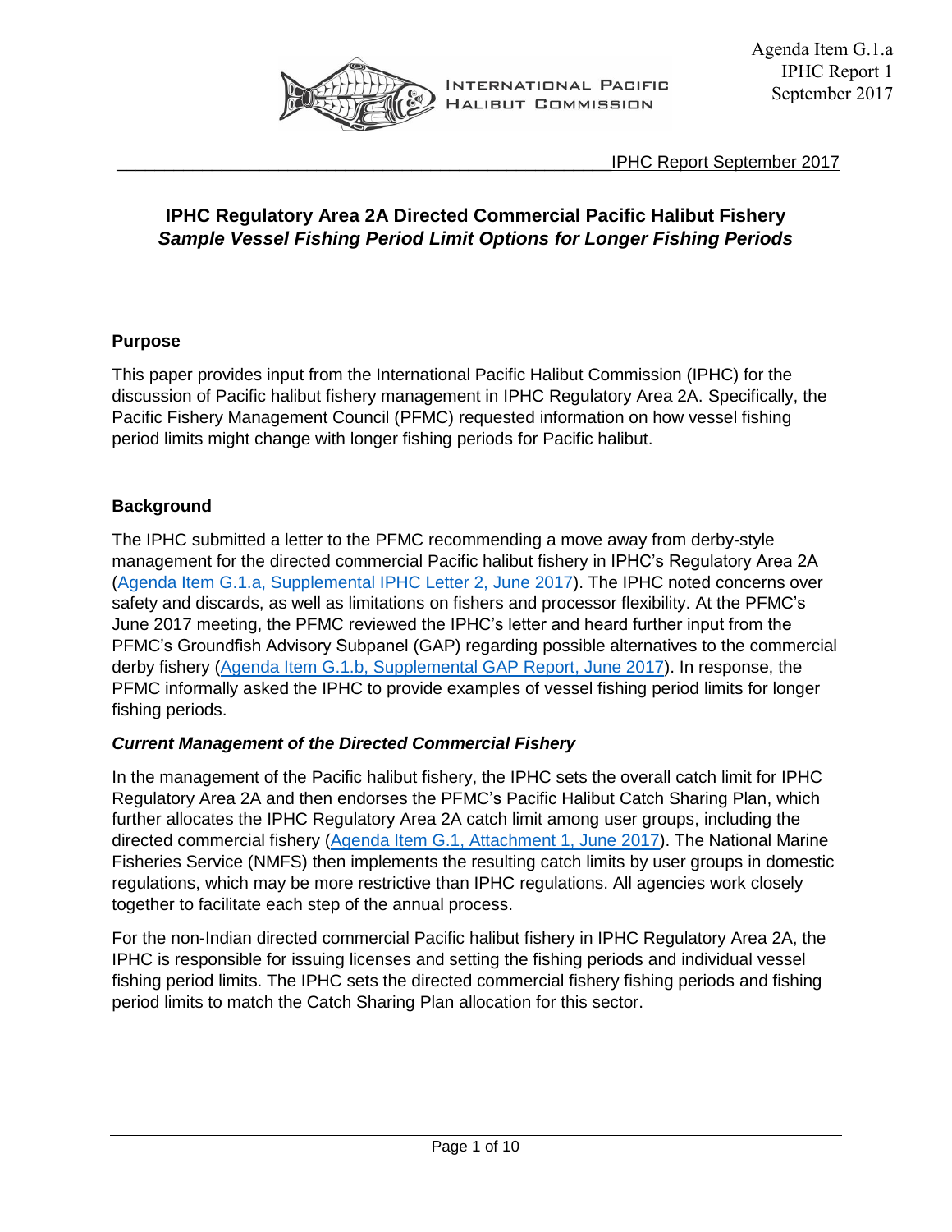Agenda Item G.1.a
IPHC Report 1
September 2017

INTERNATIONAL PACIFIC HALIBUT COMMISSION

IPHC Report September 2017

# IPHC Regulatory Area 2A Directed Commercial Pacific Halibut Fishery

## *Sample Vessel Fishing Period Limit Options for Longer Fishing Periods*

### Purpose

This paper provides input from the International Pacific Halibut Commission (IPHC) for the discussion of Pacific halibut fishery management in IPHC Regulatory Area 2A. Specifically, the Pacific Fishery Management Council (PFMC) requested information on how vessel fishing period limits might change with longer fishing periods for Pacific halibut.

### Background

The IPHC submitted a letter to the PFMC recommending a move away from derby-style management for the directed commercial Pacific halibut fishery in IPHC's Regulatory Area 2A (Agenda Item G.1.a, Supplemental IPHC Letter 2, June 2017). The IPHC noted concerns over safety and discards, as well as limitations on fishers and processor flexibility. At the PFMC's June 2017 meeting, the PFMC reviewed the IPHC's letter and heard further input from the PFMC's Groundfish Advisory Subpanel (GAP) regarding possible alternatives to the commercial derby fishery (Agenda Item G.1.b, Supplemental GAP Report, June 2017). In response, the PFMC informally asked the IPHC to provide examples of vessel fishing period limits for longer fishing periods.

#### *Current Management of the Directed Commercial Fishery*

In the management of the Pacific halibut fishery, the IPHC sets the overall catch limit for IPHC Regulatory Area 2A and then endorses the PFMC's Pacific Halibut Catch Sharing Plan, which further allocates the IPHC Regulatory Area 2A catch limit among user groups, including the directed commercial fishery (Agenda Item G.1, Attachment 1, June 2017). The National Marine Fisheries Service (NMFS) then implements the resulting catch limits by user groups in domestic regulations, which may be more restrictive than IPHC regulations. All agencies work closely together to facilitate each step of the annual process.

For the non-Indian directed commercial Pacific halibut fishery in IPHC Regulatory Area 2A, the IPHC is responsible for issuing licenses and setting the fishing periods and individual vessel fishing period limits. The IPHC sets the directed commercial fishery fishing periods and fishing period limits to match the Catch Sharing Plan allocation for this sector.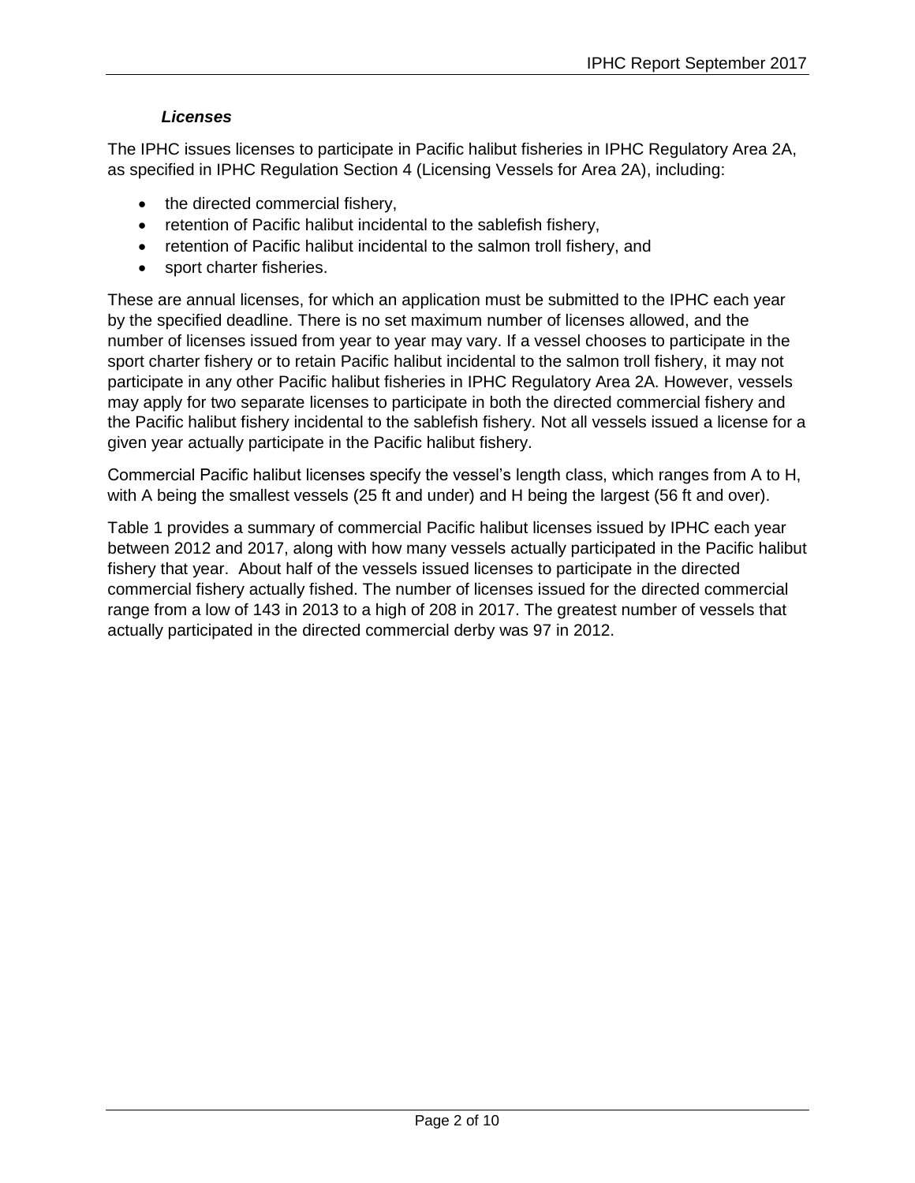### *Licenses*

The IPHC issues licenses to participate in Pacific halibut fisheries in IPHC Regulatory Area 2A, as specified in IPHC Regulation Section 4 (Licensing Vessels for Area 2A), including:

- the directed commercial fishery,
- retention of Pacific halibut incidental to the sablefish fishery,
- retention of Pacific halibut incidental to the salmon troll fishery, and
- sport charter fisheries.

These are annual licenses, for which an application must be submitted to the IPHC each year by the specified deadline. There is no set maximum number of licenses allowed, and the number of licenses issued from year to year may vary. If a vessel chooses to participate in the sport charter fishery or to retain Pacific halibut incidental to the salmon troll fishery, it may not participate in any other Pacific halibut fisheries in IPHC Regulatory Area 2A. However, vessels may apply for two separate licenses to participate in both the directed commercial fishery and the Pacific halibut fishery incidental to the sablefish fishery. Not all vessels issued a license for a given year actually participate in the Pacific halibut fishery.

Commercial Pacific halibut licenses specify the vessel's length class, which ranges from A to H, with A being the smallest vessels (25 ft and under) and H being the largest (56 ft and over).

Table 1 provides a summary of commercial Pacific halibut licenses issued by IPHC each year between 2012 and 2017, along with how many vessels actually participated in the Pacific halibut fishery that year. About half of the vessels issued licenses to participate in the directed commercial fishery actually fished. The number of licenses issued for the directed commercial range from a low of 143 in 2013 to a high of 208 in 2017. The greatest number of vessels that actually participated in the directed commercial derby was 97 in 2012.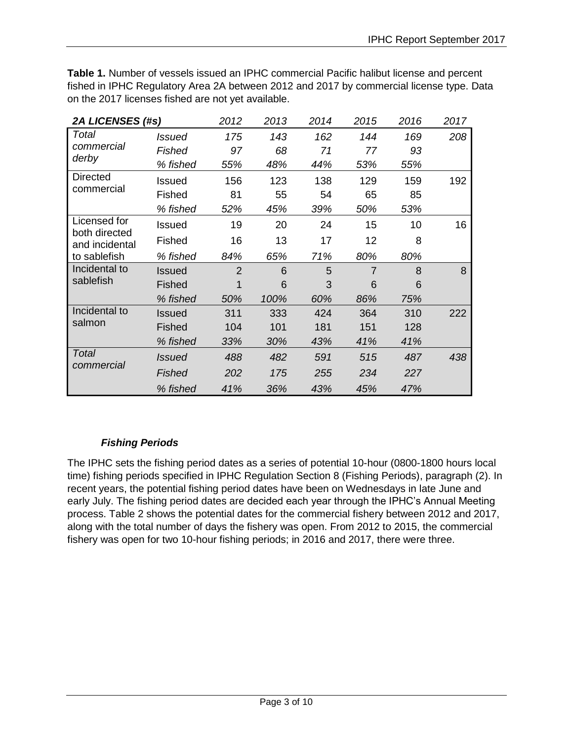**Table 1.** Number of vessels issued an IPHC commercial Pacific halibut license and percent fished in IPHC Regulatory Area 2A between 2012 and 2017 by commercial license type. Data on the 2017 licenses fished are not yet available.

| *2A LICENSES (#s)* | | *2012* | *2013* | *2014* | *2015* | *2016* | *2017* |
|---|---|---|---|---|---|---|---|
| *Total commercial derby* | *Issued* | *175* | *143* | *162* | *144* | *169* | *208* |
| | *Fished* | *97* | *68* | *71* | *77* | *93* | |
| | *% fished* | *55%* | *48%* | *44%* | *53%* | *55%* | |
| Directed commercial | Issued | 156 | 123 | 138 | 129 | 159 | 192 |
| | Fished | 81 | 55 | 54 | 65 | 85 | |
| | *% fished* | *52%* | *45%* | *39%* | *50%* | *53%* | |
| Licensed for both directed and incidental to sablefish | Issued | 19 | 20 | 24 | 15 | 10 | 16 |
| | Fished | 16 | 13 | 17 | 12 | 8 | |
| | *% fished* | *84%* | *65%* | *71%* | *80%* | *80%* | |
| Incidental to sablefish | Issued | 2 | 6 | 5 | 7 | 8 | 8 |
| | Fished | 1 | 6 | 3 | 6 | 6 | |
| | *% fished* | *50%* | *100%* | *60%* | *86%* | *75%* | |
| Incidental to salmon | Issued | 311 | 333 | 424 | 364 | 310 | 222 |
| | Fished | 104 | 101 | 181 | 151 | 128 | |
| | *% fished* | *33%* | *30%* | *43%* | *41%* | *41%* | |
| *Total commercial* | *Issued* | *488* | *482* | *591* | *515* | *487* | *438* |
| | *Fished* | *202* | *175* | *255* | *234* | *227* | |
| | *% fished* | *41%* | *36%* | *43%* | *45%* | *47%* | |

### *Fishing Periods*

The IPHC sets the fishing period dates as a series of potential 10-hour (0800-1800 hours local time) fishing periods specified in IPHC Regulation Section 8 (Fishing Periods), paragraph (2). In recent years, the potential fishing period dates have been on Wednesdays in late June and early July. The fishing period dates are decided each year through the IPHC's Annual Meeting process. Table 2 shows the potential dates for the commercial fishery between 2012 and 2017, along with the total number of days the fishery was open. From 2012 to 2015, the commercial fishery was open for two 10-hour fishing periods; in 2016 and 2017, there were three.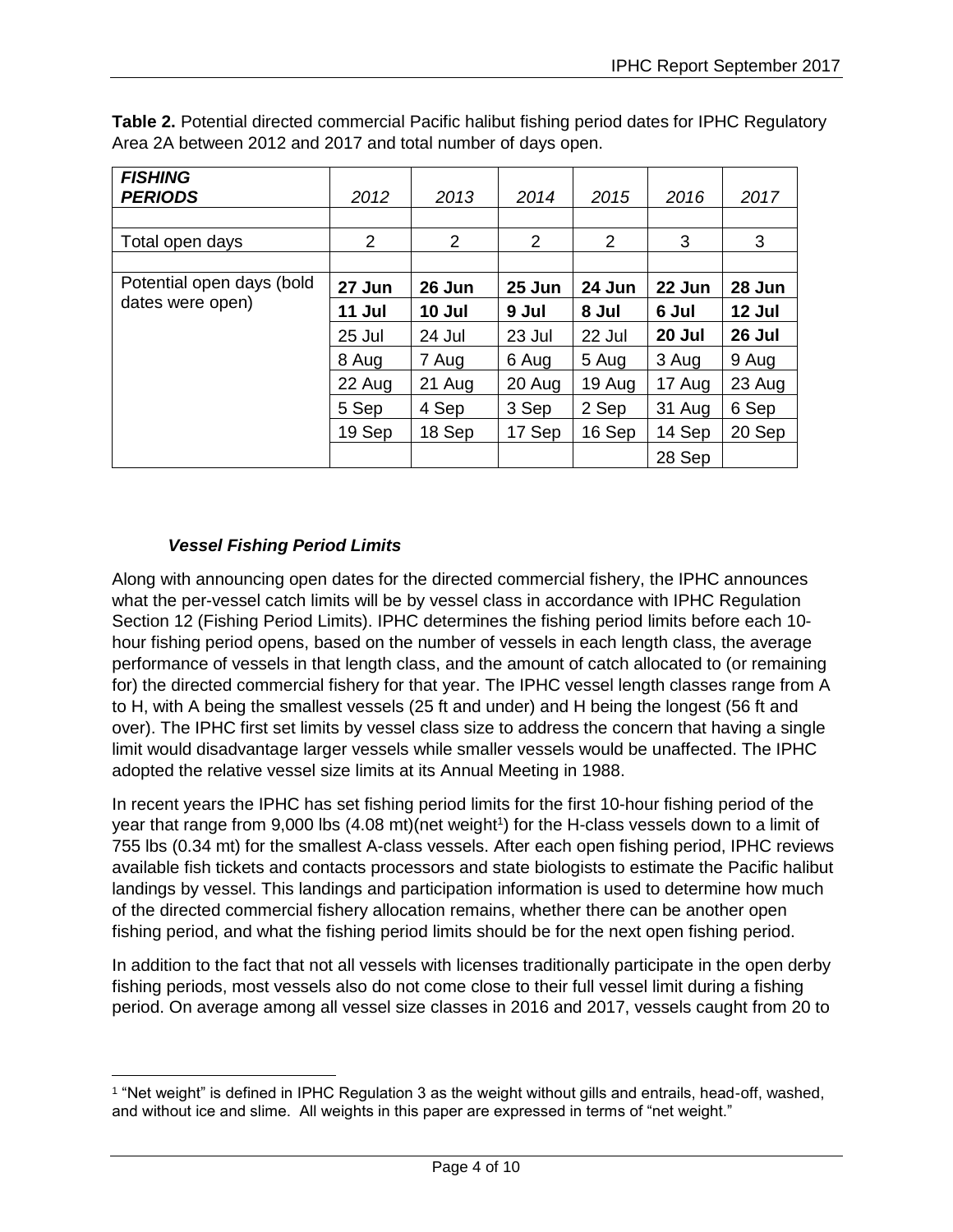**Table 2.** Potential directed commercial Pacific halibut fishing period dates for IPHC Regulatory Area 2A between 2012 and 2017 and total number of days open.

| ***FISHING PERIODS*** | *2012* | *2013* | *2014* | *2015* | *2016* | *2017* |
|---|---|---|---|---|---|---|
| | | | | | | |
| Total open days | 2 | 2 | 2 | 2 | 3 | 3 |
| | | | | | | |
| Potential open days (bold dates were open) | **27 Jun** | **26 Jun** | **25 Jun** | **24 Jun** | **22 Jun** | **28 Jun** |
| | **11 Jul** | **10 Jul** | **9 Jul** | **8 Jul** | **6 Jul** | **12 Jul** |
| | 25 Jul | 24 Jul | 23 Jul | 22 Jul | **20 Jul** | **26 Jul** |
| | 8 Aug | 7 Aug | 6 Aug | 5 Aug | 3 Aug | 9 Aug |
| | 22 Aug | 21 Aug | 20 Aug | 19 Aug | 17 Aug | 23 Aug |
| | 5 Sep | 4 Sep | 3 Sep | 2 Sep | 31 Aug | 6 Sep |
| | 19 Sep | 18 Sep | 17 Sep | 16 Sep | 14 Sep | 20 Sep |
| | | | | | 28 Sep | |

### *Vessel Fishing Period Limits*

Along with announcing open dates for the directed commercial fishery, the IPHC announces what the per-vessel catch limits will be by vessel class in accordance with IPHC Regulation Section 12 (Fishing Period Limits). IPHC determines the fishing period limits before each 10-hour fishing period opens, based on the number of vessels in each length class, the average performance of vessels in that length class, and the amount of catch allocated to (or remaining for) the directed commercial fishery for that year. The IPHC vessel length classes range from A to H, with A being the smallest vessels (25 ft and under) and H being the longest (56 ft and over). The IPHC first set limits by vessel class size to address the concern that having a single limit would disadvantage larger vessels while smaller vessels would be unaffected. The IPHC adopted the relative vessel size limits at its Annual Meeting in 1988.

In recent years the IPHC has set fishing period limits for the first 10-hour fishing period of the year that range from 9,000 lbs (4.08 mt)(net weight[1]) for the H-class vessels down to a limit of 755 lbs (0.34 mt) for the smallest A-class vessels. After each open fishing period, IPHC reviews available fish tickets and contacts processors and state biologists to estimate the Pacific halibut landings by vessel. This landings and participation information is used to determine how much of the directed commercial fishery allocation remains, whether there can be another open fishing period, and what the fishing period limits should be for the next open fishing period.

In addition to the fact that not all vessels with licenses traditionally participate in the open derby fishing periods, most vessels also do not come close to their full vessel limit during a fishing period. On average among all vessel size classes in 2016 and 2017, vessels caught from 20 to

[1] "Net weight" is defined in IPHC Regulation 3 as the weight without gills and entrails, head-off, washed, and without ice and slime. All weights in this paper are expressed in terms of "net weight."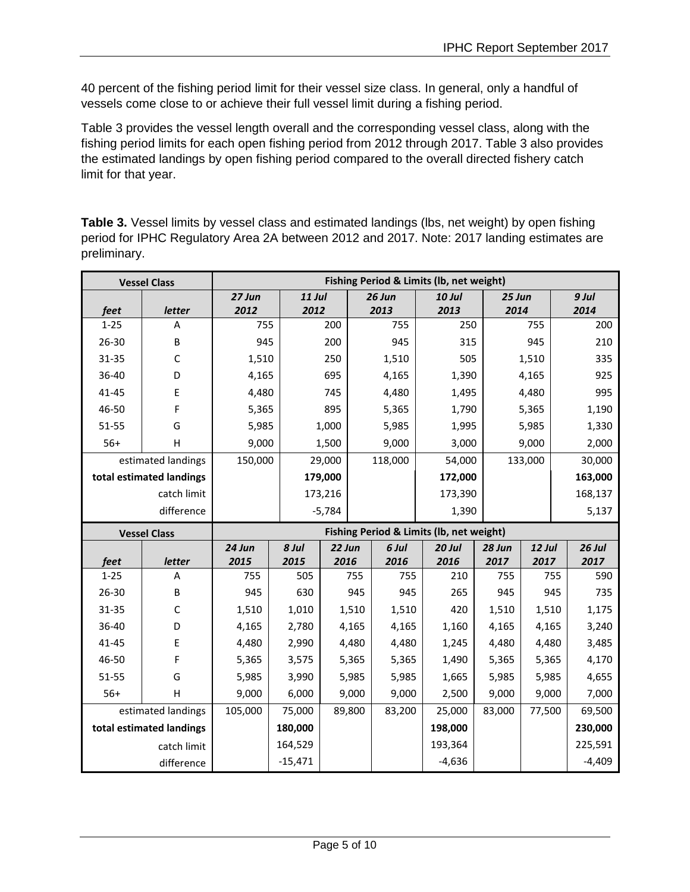40 percent of the fishing period limit for their vessel size class. In general, only a handful of vessels come close to or achieve their full vessel limit during a fishing period.

Table 3 provides the vessel length overall and the corresponding vessel class, along with the fishing period limits for each open fishing period from 2012 through 2017. Table 3 also provides the estimated landings by open fishing period compared to the overall directed fishery catch limit for that year.

**Table 3.** Vessel limits by vessel class and estimated landings (lbs, net weight) by open fishing period for IPHC Regulatory Area 2A between 2012 and 2017. Note: 2017 landing estimates are preliminary.

| Vessel Class | | Fishing Period & Limits (lb, net weight) | | | | | |
|---|---|---|---|---|---|---|---|
| *feet* | *letter* | *27 Jun 2012* | *11 Jul 2012* | *26 Jun 2013* | *10 Jul 2013* | *25 Jun 2014* | *9 Jul 2014* |
| 1-25 | A | 755 | 200 | 755 | 250 | 755 | 200 |
| 26-30 | B | 945 | 200 | 945 | 315 | 945 | 210 |
| 31-35 | C | 1,510 | 250 | 1,510 | 505 | 1,510 | 335 |
| 36-40 | D | 4,165 | 695 | 4,165 | 1,390 | 4,165 | 925 |
| 41-45 | E | 4,480 | 745 | 4,480 | 1,495 | 4,480 | 995 |
| 46-50 | F | 5,365 | 895 | 5,365 | 1,790 | 5,365 | 1,190 |
| 51-55 | G | 5,985 | 1,000 | 5,985 | 1,995 | 5,985 | 1,330 |
| 56+ | H | 9,000 | 1,500 | 9,000 | 3,000 | 9,000 | 2,000 |
| estimated landings | | 150,000 | 29,000 | 118,000 | 54,000 | 133,000 | 30,000 |
| **total estimated landings** | | | **179,000** | | **172,000** | | **163,000** |
| catch limit | | | 173,216 | | 173,390 | | 168,137 |
| difference | | | -5,784 | | 1,390 | | 5,137 |

| Vessel Class | | Fishing Period & Limits (lb, net weight) | | | | | | | |
|---|---|---|---|---|---|---|---|---|---|
| *feet* | *letter* | *24 Jun 2015* | *8 Jul 2015* | *22 Jun 2016* | *6 Jul 2016* | *20 Jul 2016* | *28 Jun 2017* | *12 Jul 2017* | *26 Jul 2017* |
| 1-25 | A | 755 | 505 | 755 | 755 | 210 | 755 | 755 | 590 |
| 26-30 | B | 945 | 630 | 945 | 945 | 265 | 945 | 945 | 735 |
| 31-35 | C | 1,510 | 1,010 | 1,510 | 1,510 | 420 | 1,510 | 1,510 | 1,175 |
| 36-40 | D | 4,165 | 2,780 | 4,165 | 4,165 | 1,160 | 4,165 | 4,165 | 3,240 |
| 41-45 | E | 4,480 | 2,990 | 4,480 | 4,480 | 1,245 | 4,480 | 4,480 | 3,485 |
| 46-50 | F | 5,365 | 3,575 | 5,365 | 5,365 | 1,490 | 5,365 | 5,365 | 4,170 |
| 51-55 | G | 5,985 | 3,990 | 5,985 | 5,985 | 1,665 | 5,985 | 5,985 | 4,655 |
| 56+ | H | 9,000 | 6,000 | 9,000 | 9,000 | 2,500 | 9,000 | 9,000 | 7,000 |
| estimated landings | | 105,000 | 75,000 | 89,800 | 83,200 | 25,000 | 83,000 | 77,500 | 69,500 |
| **total estimated landings** | | | **180,000** | | | **198,000** | | | **230,000** |
| catch limit | | | 164,529 | | | 193,364 | | | 225,591 |
| difference | | | -15,471 | | | -4,636 | | | -4,409 |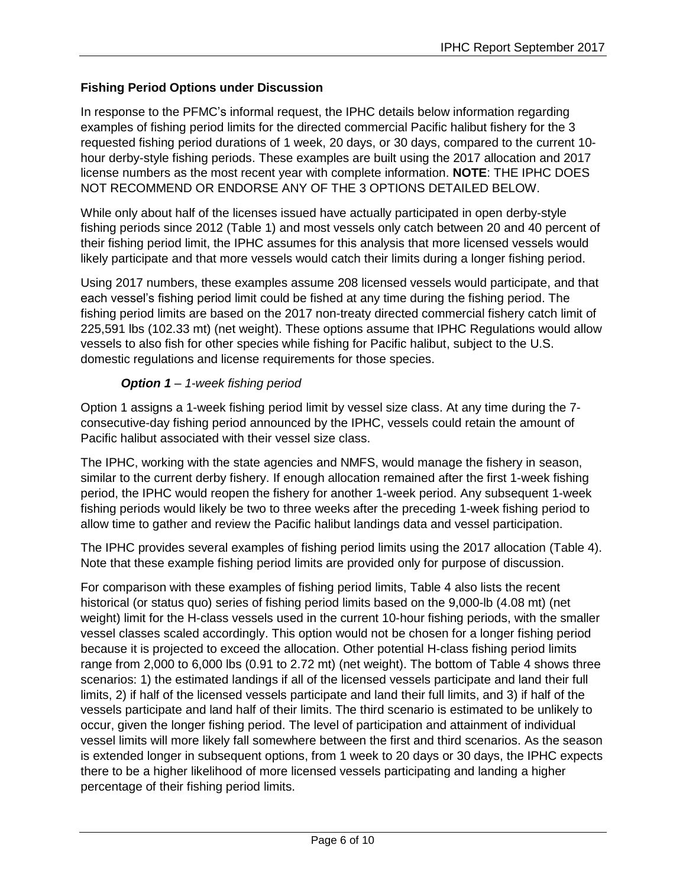### Fishing Period Options under Discussion

In response to the PFMC's informal request, the IPHC details below information regarding examples of fishing period limits for the directed commercial Pacific halibut fishery for the 3 requested fishing period durations of 1 week, 20 days, or 30 days, compared to the current 10-hour derby-style fishing periods. These examples are built using the 2017 allocation and 2017 license numbers as the most recent year with complete information. **NOTE**: THE IPHC DOES NOT RECOMMEND OR ENDORSE ANY OF THE 3 OPTIONS DETAILED BELOW.

While only about half of the licenses issued have actually participated in open derby-style fishing periods since 2012 (Table 1) and most vessels only catch between 20 and 40 percent of their fishing period limit, the IPHC assumes for this analysis that more licensed vessels would likely participate and that more vessels would catch their limits during a longer fishing period.

Using 2017 numbers, these examples assume 208 licensed vessels would participate, and that each vessel's fishing period limit could be fished at any time during the fishing period. The fishing period limits are based on the 2017 non-treaty directed commercial fishery catch limit of 225,591 lbs (102.33 mt) (net weight). These options assume that IPHC Regulations would allow vessels to also fish for other species while fishing for Pacific halibut, subject to the U.S. domestic regulations and license requirements for those species.

#### ***Option 1** – 1-week fishing period*

Option 1 assigns a 1-week fishing period limit by vessel size class. At any time during the 7-consecutive-day fishing period announced by the IPHC, vessels could retain the amount of Pacific halibut associated with their vessel size class.

The IPHC, working with the state agencies and NMFS, would manage the fishery in season, similar to the current derby fishery. If enough allocation remained after the first 1-week fishing period, the IPHC would reopen the fishery for another 1-week period. Any subsequent 1-week fishing periods would likely be two to three weeks after the preceding 1-week fishing period to allow time to gather and review the Pacific halibut landings data and vessel participation.

The IPHC provides several examples of fishing period limits using the 2017 allocation (Table 4). Note that these example fishing period limits are provided only for purpose of discussion.

For comparison with these examples of fishing period limits, Table 4 also lists the recent historical (or status quo) series of fishing period limits based on the 9,000-lb (4.08 mt) (net weight) limit for the H-class vessels used in the current 10-hour fishing periods, with the smaller vessel classes scaled accordingly. This option would not be chosen for a longer fishing period because it is projected to exceed the allocation. Other potential H-class fishing period limits range from 2,000 to 6,000 lbs (0.91 to 2.72 mt) (net weight). The bottom of Table 4 shows three scenarios: 1) the estimated landings if all of the licensed vessels participate and land their full limits, 2) if half of the licensed vessels participate and land their full limits, and 3) if half of the vessels participate and land half of their limits. The third scenario is estimated to be unlikely to occur, given the longer fishing period. The level of participation and attainment of individual vessel limits will more likely fall somewhere between the first and third scenarios. As the season is extended longer in subsequent options, from 1 week to 20 days or 30 days, the IPHC expects there to be a higher likelihood of more licensed vessels participating and landing a higher percentage of their fishing period limits.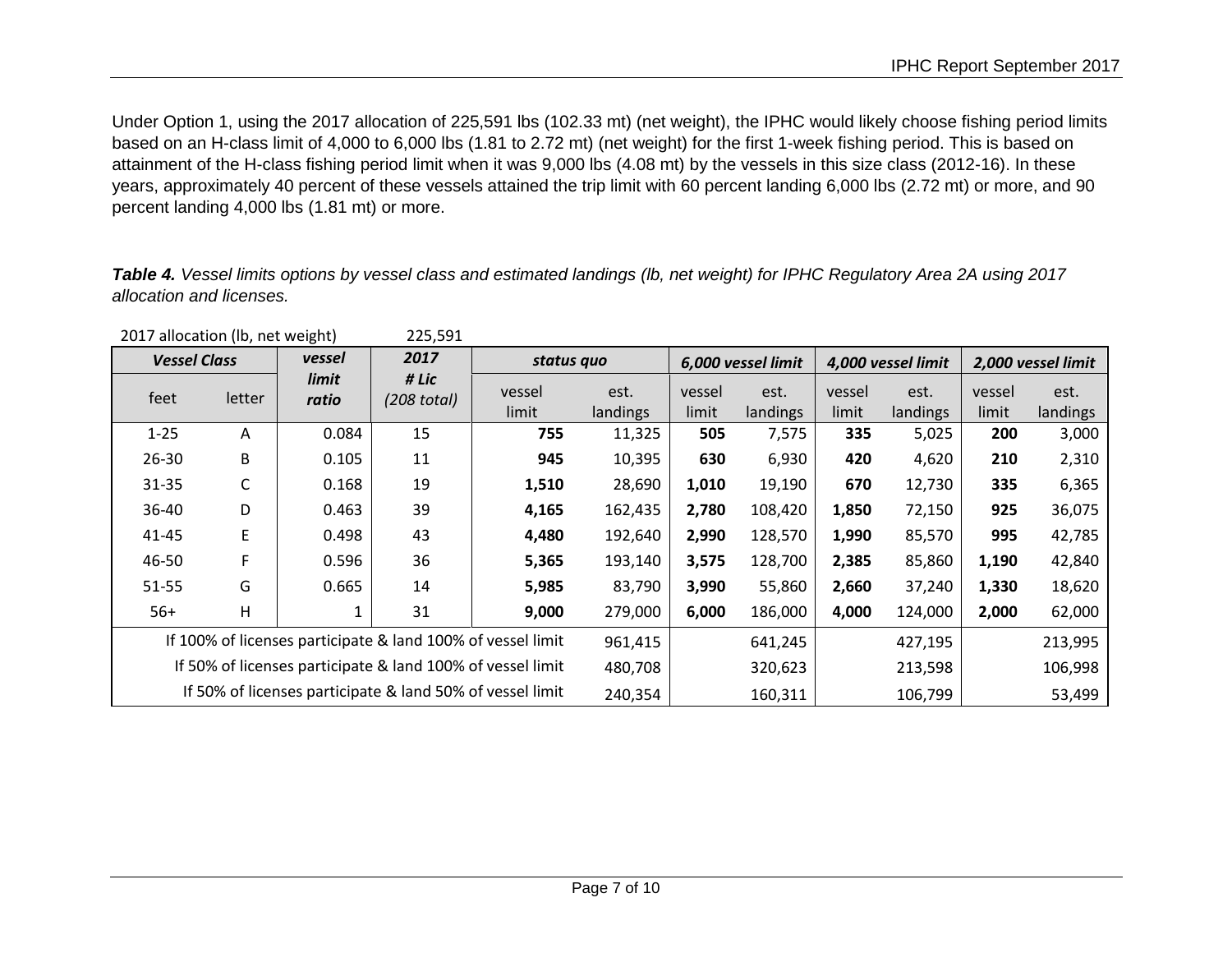Under Option 1, using the 2017 allocation of 225,591 lbs (102.33 mt) (net weight), the IPHC would likely choose fishing period limits based on an H-class limit of 4,000 to 6,000 lbs (1.81 to 2.72 mt) (net weight) for the first 1-week fishing period. This is based on attainment of the H-class fishing period limit when it was 9,000 lbs (4.08 mt) by the vessels in this size class (2012-16). In these years, approximately 40 percent of these vessels attained the trip limit with 60 percent landing 6,000 lbs (2.72 mt) or more, and 90 percent landing 4,000 lbs (1.81 mt) or more.

***Table 4.*** *Vessel limits options by vessel class and estimated landings (lb, net weight) for IPHC Regulatory Area 2A using 2017 allocation and licenses.*

2017 allocation (lb, net weight) 225,591

| ***Vessel Class*** | | ***vessel limit ratio*** | ***2017 # Lic (208 total)*** | ***status quo*** | | ***6,000 vessel limit*** | | ***4,000 vessel limit*** | | ***2,000 vessel limit*** | |
|---|---|---|---|---|---|---|---|---|---|---|---|
| feet | letter | | | vessel limit | est. landings | vessel limit | est. landings | vessel limit | est. landings | vessel limit | est. landings |
| 1-25 | A | 0.084 | 15 | **755** | 11,325 | **505** | 7,575 | **335** | 5,025 | **200** | 3,000 |
| 26-30 | B | 0.105 | 11 | **945** | 10,395 | **630** | 6,930 | **420** | 4,620 | **210** | 2,310 |
| 31-35 | C | 0.168 | 19 | **1,510** | 28,690 | **1,010** | 19,190 | **670** | 12,730 | **335** | 6,365 |
| 36-40 | D | 0.463 | 39 | **4,165** | 162,435 | **2,780** | 108,420 | **1,850** | 72,150 | **925** | 36,075 |
| 41-45 | E | 0.498 | 43 | **4,480** | 192,640 | **2,990** | 128,570 | **1,990** | 85,570 | **995** | 42,785 |
| 46-50 | F | 0.596 | 36 | **5,365** | 193,140 | **3,575** | 128,700 | **2,385** | 85,860 | **1,190** | 42,840 |
| 51-55 | G | 0.665 | 14 | **5,985** | 83,790 | **3,990** | 55,860 | **2,660** | 37,240 | **1,330** | 18,620 |
| 56+ | H | 1 | 31 | **9,000** | 279,000 | **6,000** | 186,000 | **4,000** | 124,000 | **2,000** | 62,000 |
| If 100% of licenses participate & land 100% of vessel limit | | | | | 961,415 | | 641,245 | | 427,195 | | 213,995 |
| If 50% of licenses participate & land 100% of vessel limit | | | | | 480,708 | | 320,623 | | 213,598 | | 106,998 |
| If 50% of licenses participate & land 50% of vessel limit | | | | | 240,354 | | 160,311 | | 106,799 | | 53,499 |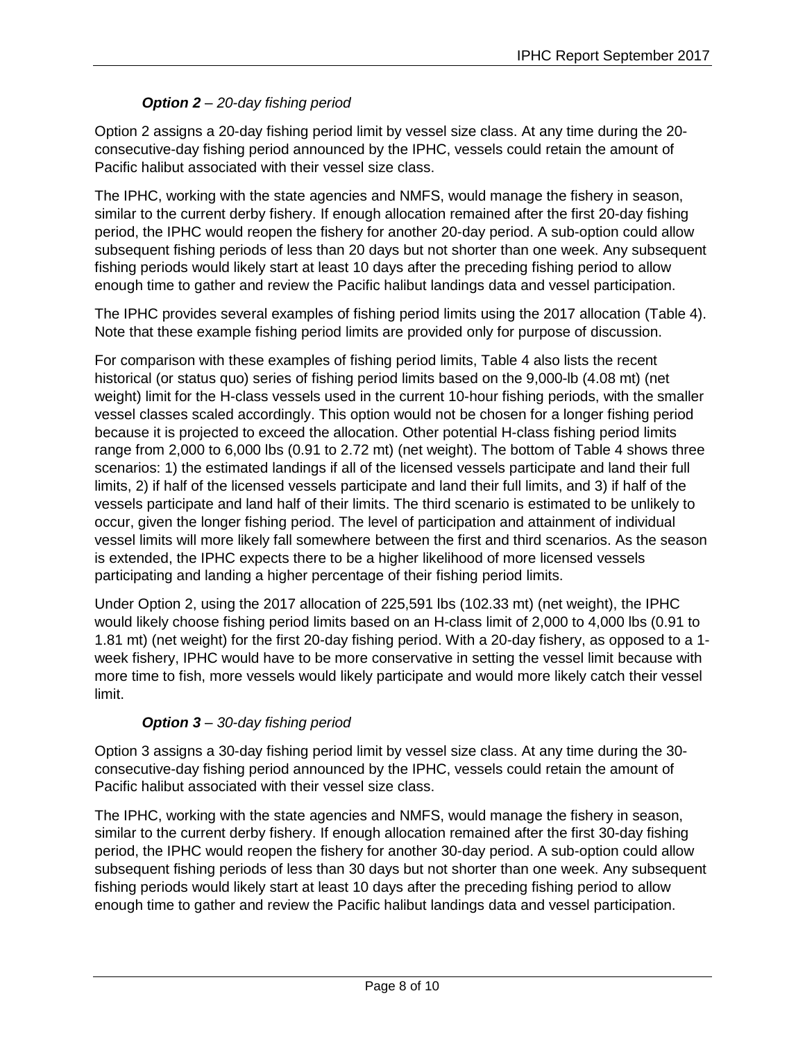### ***Option 2*** *– 20-day fishing period*

Option 2 assigns a 20-day fishing period limit by vessel size class. At any time during the 20-consecutive-day fishing period announced by the IPHC, vessels could retain the amount of Pacific halibut associated with their vessel size class.

The IPHC, working with the state agencies and NMFS, would manage the fishery in season, similar to the current derby fishery. If enough allocation remained after the first 20-day fishing period, the IPHC would reopen the fishery for another 20-day period. A sub-option could allow subsequent fishing periods of less than 20 days but not shorter than one week. Any subsequent fishing periods would likely start at least 10 days after the preceding fishing period to allow enough time to gather and review the Pacific halibut landings data and vessel participation.

The IPHC provides several examples of fishing period limits using the 2017 allocation (Table 4). Note that these example fishing period limits are provided only for purpose of discussion.

For comparison with these examples of fishing period limits, Table 4 also lists the recent historical (or status quo) series of fishing period limits based on the 9,000-lb (4.08 mt) (net weight) limit for the H-class vessels used in the current 10-hour fishing periods, with the smaller vessel classes scaled accordingly. This option would not be chosen for a longer fishing period because it is projected to exceed the allocation. Other potential H-class fishing period limits range from 2,000 to 6,000 lbs (0.91 to 2.72 mt) (net weight). The bottom of Table 4 shows three scenarios: 1) the estimated landings if all of the licensed vessels participate and land their full limits, 2) if half of the licensed vessels participate and land their full limits, and 3) if half of the vessels participate and land half of their limits. The third scenario is estimated to be unlikely to occur, given the longer fishing period. The level of participation and attainment of individual vessel limits will more likely fall somewhere between the first and third scenarios. As the season is extended, the IPHC expects there to be a higher likelihood of more licensed vessels participating and landing a higher percentage of their fishing period limits.

Under Option 2, using the 2017 allocation of 225,591 lbs (102.33 mt) (net weight), the IPHC would likely choose fishing period limits based on an H-class limit of 2,000 to 4,000 lbs (0.91 to 1.81 mt) (net weight) for the first 20-day fishing period. With a 20-day fishery, as opposed to a 1-week fishery, IPHC would have to be more conservative in setting the vessel limit because with more time to fish, more vessels would likely participate and would more likely catch their vessel limit.

### ***Option 3*** *– 30-day fishing period*

Option 3 assigns a 30-day fishing period limit by vessel size class. At any time during the 30-consecutive-day fishing period announced by the IPHC, vessels could retain the amount of Pacific halibut associated with their vessel size class.

The IPHC, working with the state agencies and NMFS, would manage the fishery in season, similar to the current derby fishery. If enough allocation remained after the first 30-day fishing period, the IPHC would reopen the fishery for another 30-day period. A sub-option could allow subsequent fishing periods of less than 30 days but not shorter than one week. Any subsequent fishing periods would likely start at least 10 days after the preceding fishing period to allow enough time to gather and review the Pacific halibut landings data and vessel participation.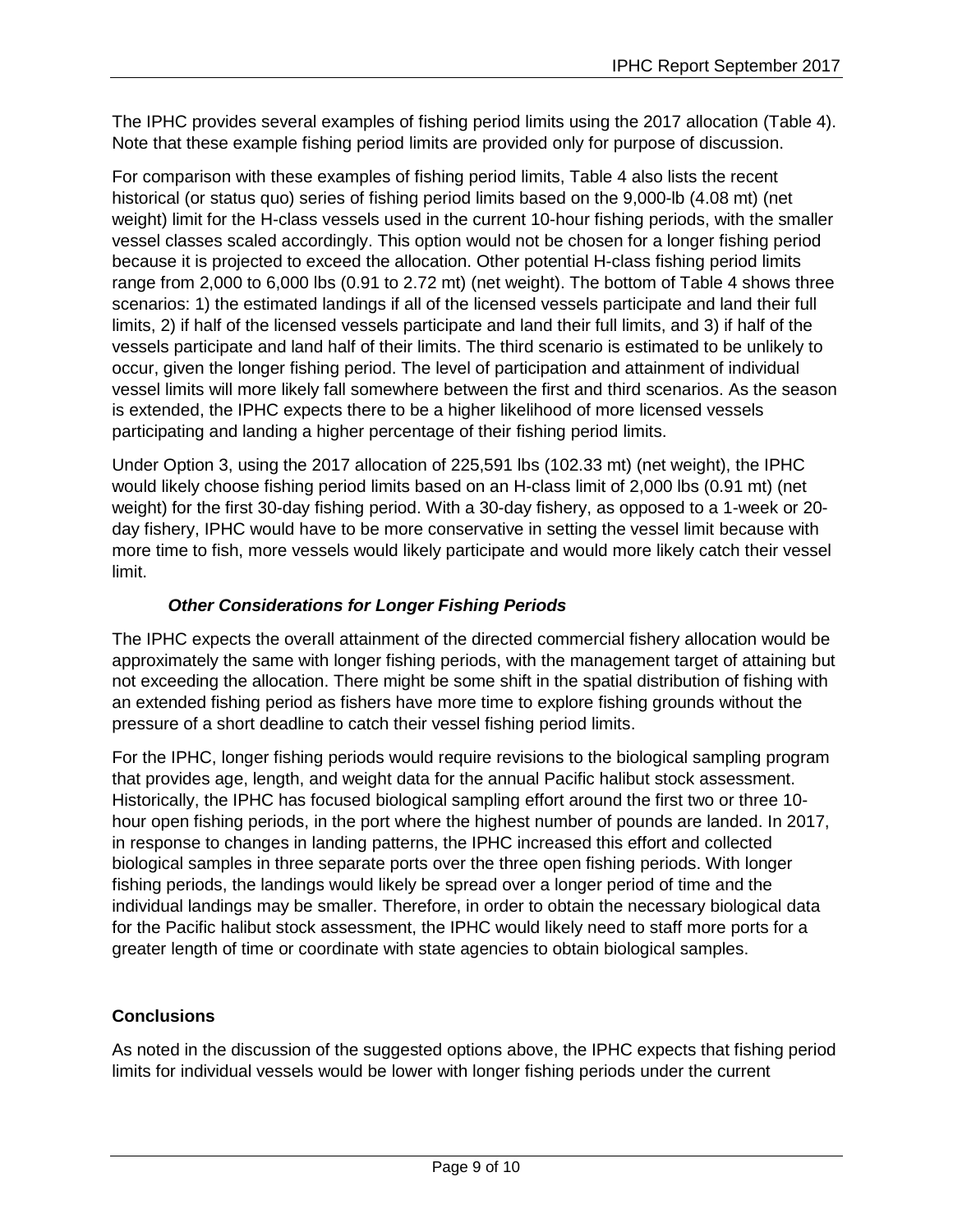The IPHC provides several examples of fishing period limits using the 2017 allocation (Table 4). Note that these example fishing period limits are provided only for purpose of discussion.

For comparison with these examples of fishing period limits, Table 4 also lists the recent historical (or status quo) series of fishing period limits based on the 9,000-lb (4.08 mt) (net weight) limit for the H-class vessels used in the current 10-hour fishing periods, with the smaller vessel classes scaled accordingly. This option would not be chosen for a longer fishing period because it is projected to exceed the allocation. Other potential H-class fishing period limits range from 2,000 to 6,000 lbs (0.91 to 2.72 mt) (net weight). The bottom of Table 4 shows three scenarios: 1) the estimated landings if all of the licensed vessels participate and land their full limits, 2) if half of the licensed vessels participate and land their full limits, and 3) if half of the vessels participate and land half of their limits. The third scenario is estimated to be unlikely to occur, given the longer fishing period. The level of participation and attainment of individual vessel limits will more likely fall somewhere between the first and third scenarios. As the season is extended, the IPHC expects there to be a higher likelihood of more licensed vessels participating and landing a higher percentage of their fishing period limits.

Under Option 3, using the 2017 allocation of 225,591 lbs (102.33 mt) (net weight), the IPHC would likely choose fishing period limits based on an H-class limit of 2,000 lbs (0.91 mt) (net weight) for the first 30-day fishing period. With a 30-day fishery, as opposed to a 1-week or 20-day fishery, IPHC would have to be more conservative in setting the vessel limit because with more time to fish, more vessels would likely participate and would more likely catch their vessel limit.

### *Other Considerations for Longer Fishing Periods*

The IPHC expects the overall attainment of the directed commercial fishery allocation would be approximately the same with longer fishing periods, with the management target of attaining but not exceeding the allocation. There might be some shift in the spatial distribution of fishing with an extended fishing period as fishers have more time to explore fishing grounds without the pressure of a short deadline to catch their vessel fishing period limits.

For the IPHC, longer fishing periods would require revisions to the biological sampling program that provides age, length, and weight data for the annual Pacific halibut stock assessment. Historically, the IPHC has focused biological sampling effort around the first two or three 10-hour open fishing periods, in the port where the highest number of pounds are landed. In 2017, in response to changes in landing patterns, the IPHC increased this effort and collected biological samples in three separate ports over the three open fishing periods. With longer fishing periods, the landings would likely be spread over a longer period of time and the individual landings may be smaller. Therefore, in order to obtain the necessary biological data for the Pacific halibut stock assessment, the IPHC would likely need to staff more ports for a greater length of time or coordinate with state agencies to obtain biological samples.

## Conclusions

As noted in the discussion of the suggested options above, the IPHC expects that fishing period limits for individual vessels would be lower with longer fishing periods under the current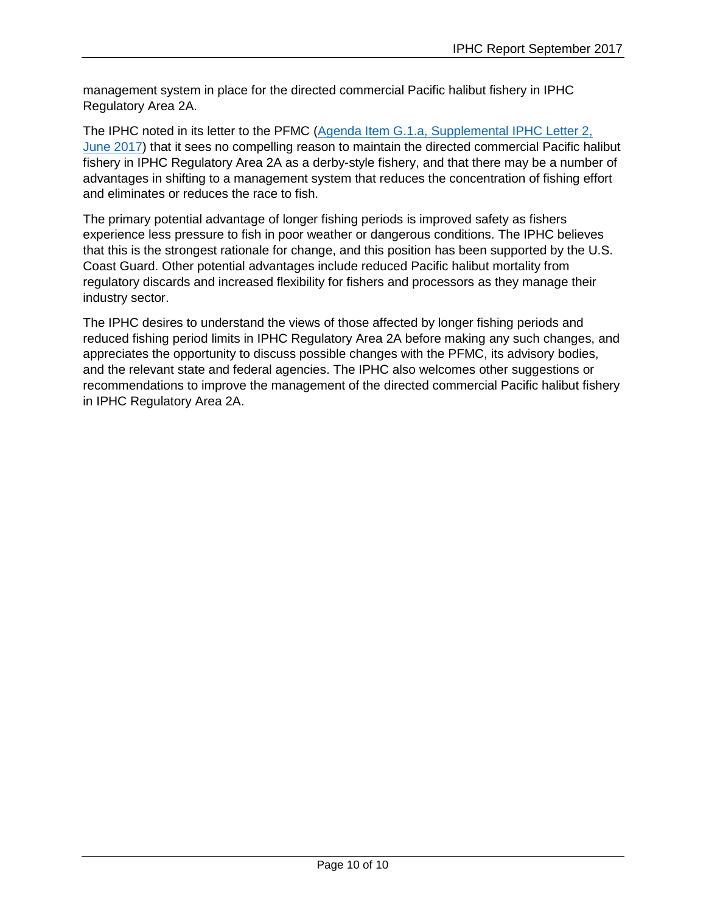management system in place for the directed commercial Pacific halibut fishery in IPHC Regulatory Area 2A.

The IPHC noted in its letter to the PFMC ([Agenda Item G.1.a, Supplemental IPHC Letter 2, June 2017]) that it sees no compelling reason to maintain the directed commercial Pacific halibut fishery in IPHC Regulatory Area 2A as a derby-style fishery, and that there may be a number of advantages in shifting to a management system that reduces the concentration of fishing effort and eliminates or reduces the race to fish.

The primary potential advantage of longer fishing periods is improved safety as fishers experience less pressure to fish in poor weather or dangerous conditions. The IPHC believes that this is the strongest rationale for change, and this position has been supported by the U.S. Coast Guard. Other potential advantages include reduced Pacific halibut mortality from regulatory discards and increased flexibility for fishers and processors as they manage their industry sector.

The IPHC desires to understand the views of those affected by longer fishing periods and reduced fishing period limits in IPHC Regulatory Area 2A before making any such changes, and appreciates the opportunity to discuss possible changes with the PFMC, its advisory bodies, and the relevant state and federal agencies. The IPHC also welcomes other suggestions or recommendations to improve the management of the directed commercial Pacific halibut fishery in IPHC Regulatory Area 2A.